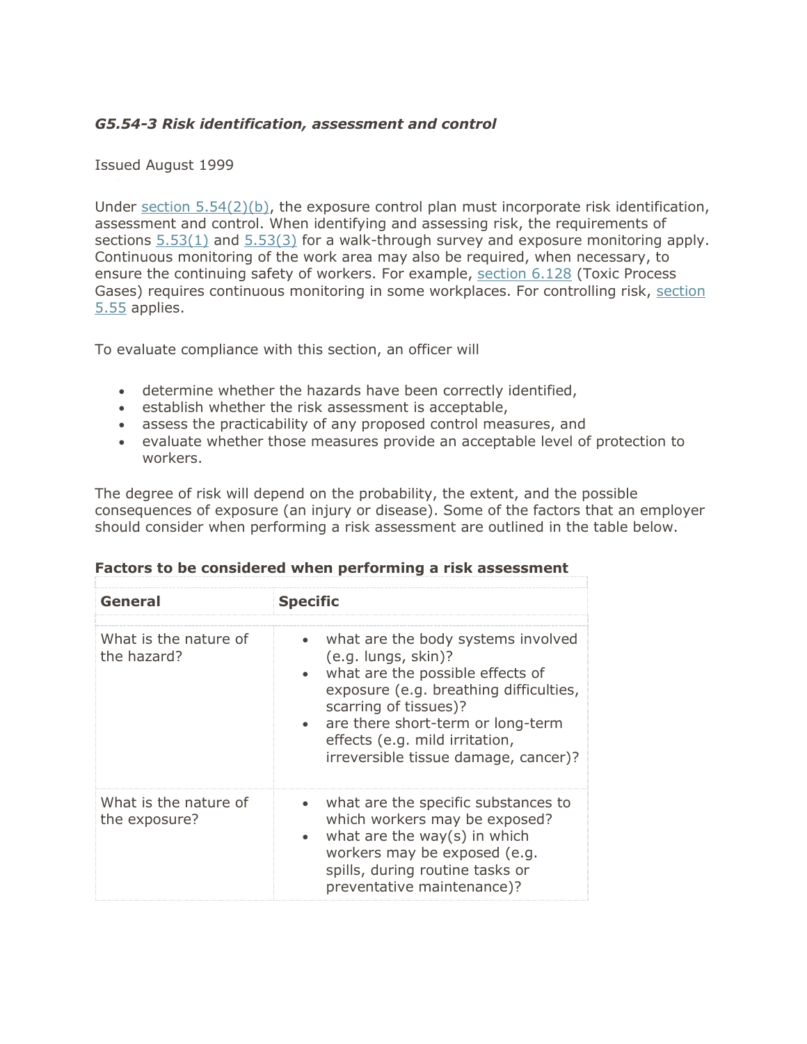***G5.54-3 Risk identification, assessment and control***

Issued August 1999

Under section 5.54(2)(b), the exposure control plan must incorporate risk identification, assessment and control. When identifying and assessing risk, the requirements of sections 5.53(1) and 5.53(3) for a walk-through survey and exposure monitoring apply. Continuous monitoring of the work area may also be required, when necessary, to ensure the continuing safety of workers. For example, section 6.128 (Toxic Process Gases) requires continuous monitoring in some workplaces. For controlling risk, section 5.55 applies.

To evaluate compliance with this section, an officer will

- determine whether the hazards have been correctly identified,
- establish whether the risk assessment is acceptable,
- assess the practicability of any proposed control measures, and
- evaluate whether those measures provide an acceptable level of protection to workers.

The degree of risk will depend on the probability, the extent, and the possible consequences of exposure (an injury or disease). Some of the factors that an employer should consider when performing a risk assessment are outlined in the table below.

**Factors to be considered when performing a risk assessment**

| General | Specific |
| --- | --- |
| What is the nature of the hazard? | • what are the body systems involved (e.g. lungs, skin)?<br>• what are the possible effects of exposure (e.g. breathing difficulties, scarring of tissues)?<br>• are there short-term or long-term effects (e.g. mild irritation, irreversible tissue damage, cancer)? |
| What is the nature of the exposure? | • what are the specific substances to which workers may be exposed?<br>• what are the way(s) in which workers may be exposed (e.g. spills, during routine tasks or preventative maintenance)? |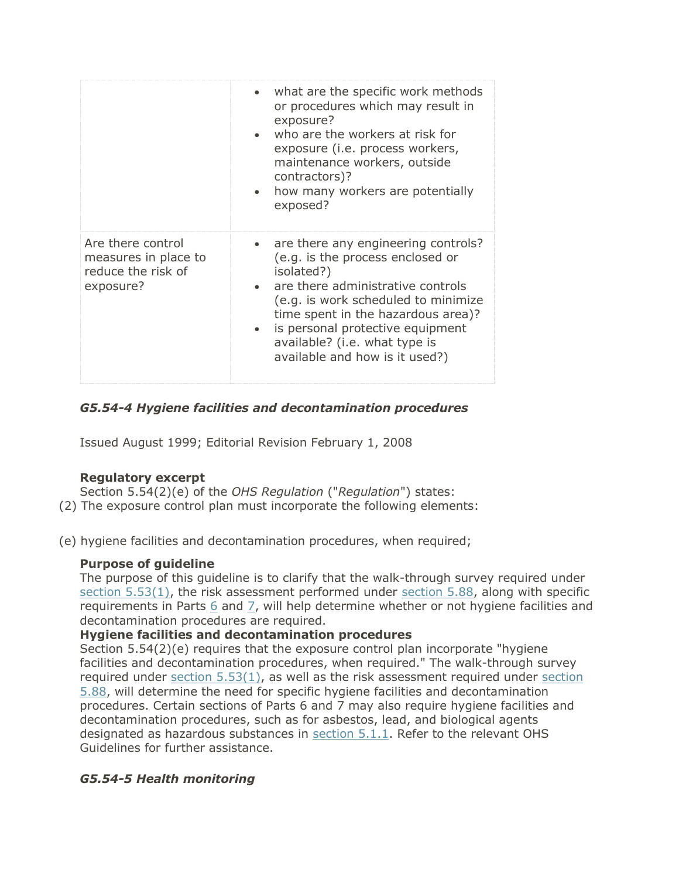| | |
|---|---|
| | • what are the specific work methods or procedures which may result in exposure?<br>• who are the workers at risk for exposure (i.e. process workers, maintenance workers, outside contractors)?<br>• how many workers are potentially exposed? |
| Are there control measures in place to reduce the risk of exposure? | • are there any engineering controls? (e.g. is the process enclosed or isolated?)<br>• are there administrative controls (e.g. is work scheduled to minimize time spent in the hazardous area)?<br>• is personal protective equipment available? (i.e. what type is available and how is it used?) |

### *G5.54-4 Hygiene facilities and decontamination procedures*

Issued August 1999; Editorial Revision February 1, 2008

**Regulatory excerpt**

Section 5.54(2)(e) of the *OHS Regulation* ("*Regulation*") states:

(2) The exposure control plan must incorporate the following elements:

(e) hygiene facilities and decontamination procedures, when required;

**Purpose of guideline**

The purpose of this guideline is to clarify that the walk-through survey required under section 5.53(1), the risk assessment performed under section 5.88, along with specific requirements in Parts 6 and 7, will help determine whether or not hygiene facilities and decontamination procedures are required.

**Hygiene facilities and decontamination procedures**

Section 5.54(2)(e) requires that the exposure control plan incorporate "hygiene facilities and decontamination procedures, when required." The walk-through survey required under section 5.53(1), as well as the risk assessment required under section 5.88, will determine the need for specific hygiene facilities and decontamination procedures. Certain sections of Parts 6 and 7 may also require hygiene facilities and decontamination procedures, such as for asbestos, lead, and biological agents designated as hazardous substances in section 5.1.1. Refer to the relevant OHS Guidelines for further assistance.

### *G5.54-5 Health monitoring*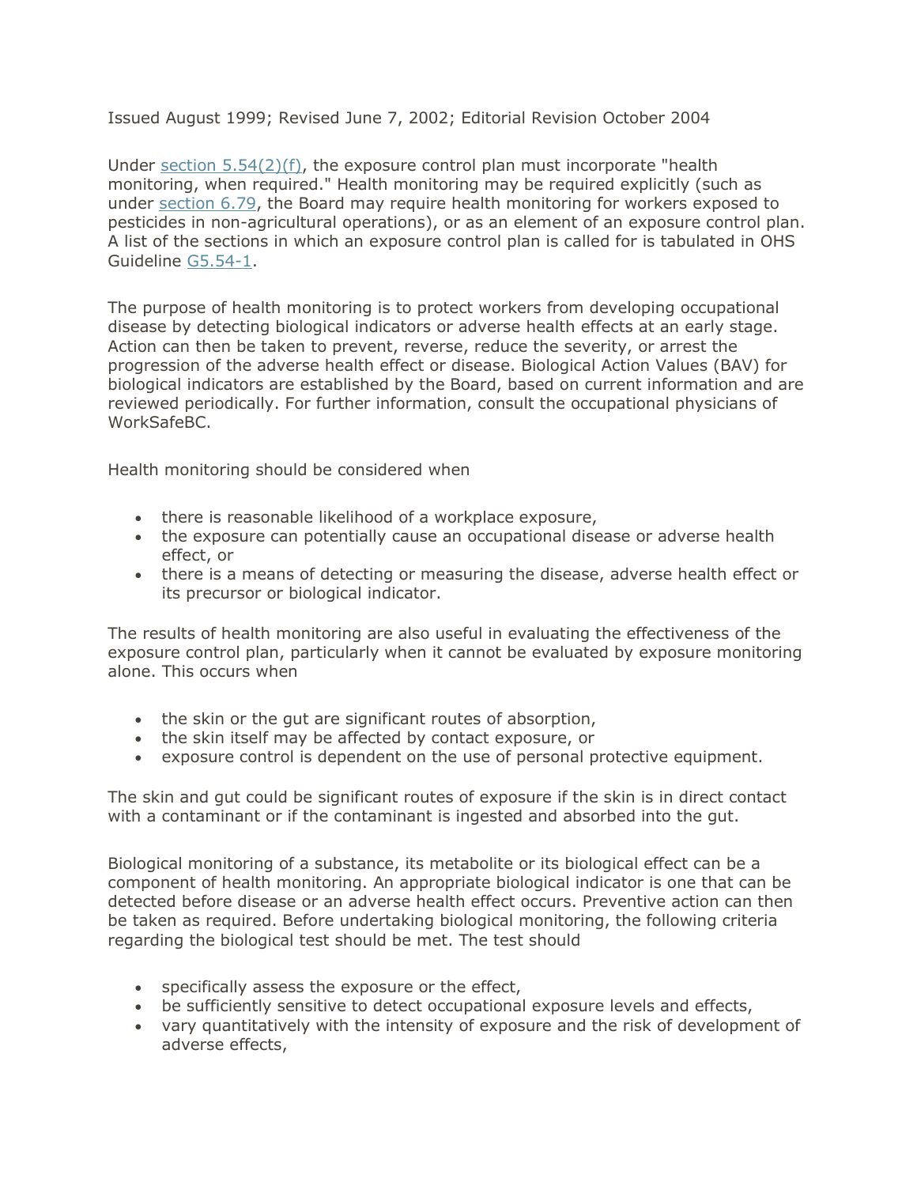Issued August 1999; Revised June 7, 2002; Editorial Revision October 2004

Under section 5.54(2)(f), the exposure control plan must incorporate "health monitoring, when required." Health monitoring may be required explicitly (such as under section 6.79, the Board may require health monitoring for workers exposed to pesticides in non-agricultural operations), or as an element of an exposure control plan. A list of the sections in which an exposure control plan is called for is tabulated in OHS Guideline G5.54-1.

The purpose of health monitoring is to protect workers from developing occupational disease by detecting biological indicators or adverse health effects at an early stage. Action can then be taken to prevent, reverse, reduce the severity, or arrest the progression of the adverse health effect or disease. Biological Action Values (BAV) for biological indicators are established by the Board, based on current information and are reviewed periodically. For further information, consult the occupational physicians of WorkSafeBC.

Health monitoring should be considered when

- there is reasonable likelihood of a workplace exposure,
- the exposure can potentially cause an occupational disease or adverse health effect, or
- there is a means of detecting or measuring the disease, adverse health effect or its precursor or biological indicator.

The results of health monitoring are also useful in evaluating the effectiveness of the exposure control plan, particularly when it cannot be evaluated by exposure monitoring alone. This occurs when

- the skin or the gut are significant routes of absorption,
- the skin itself may be affected by contact exposure, or
- exposure control is dependent on the use of personal protective equipment.

The skin and gut could be significant routes of exposure if the skin is in direct contact with a contaminant or if the contaminant is ingested and absorbed into the gut.

Biological monitoring of a substance, its metabolite or its biological effect can be a component of health monitoring. An appropriate biological indicator is one that can be detected before disease or an adverse health effect occurs. Preventive action can then be taken as required. Before undertaking biological monitoring, the following criteria regarding the biological test should be met. The test should

- specifically assess the exposure or the effect,
- be sufficiently sensitive to detect occupational exposure levels and effects,
- vary quantitatively with the intensity of exposure and the risk of development of adverse effects,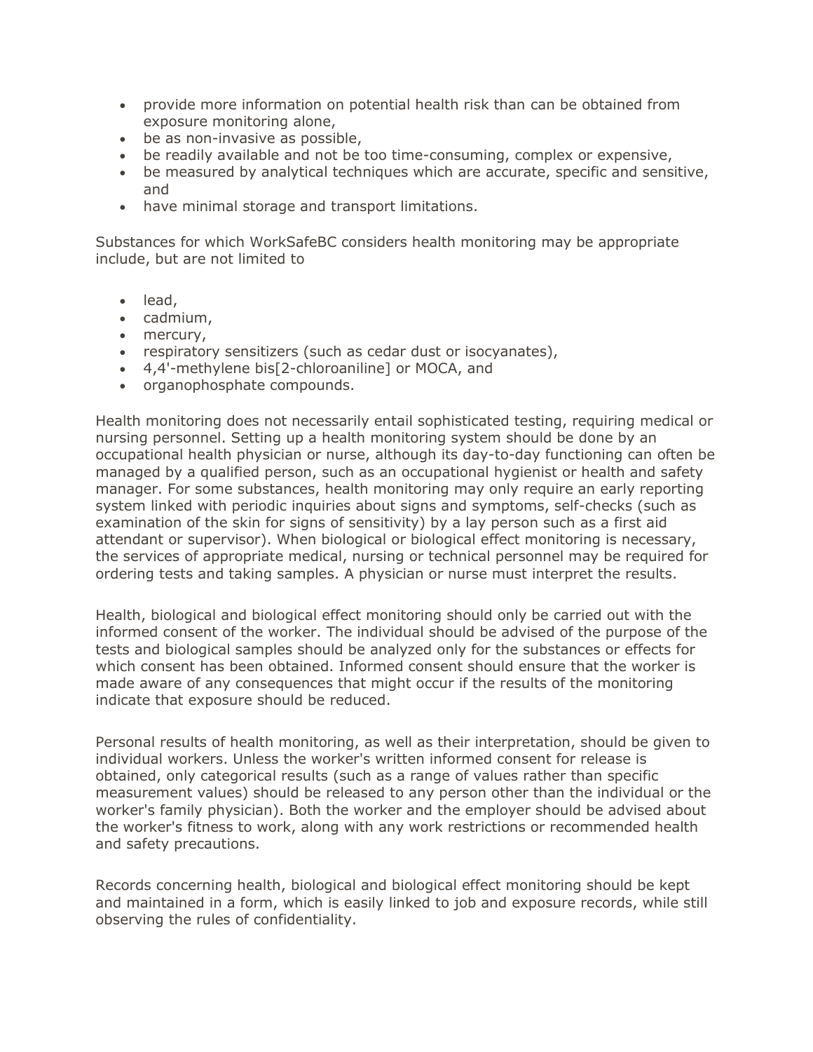- provide more information on potential health risk than can be obtained from exposure monitoring alone,
- be as non-invasive as possible,
- be readily available and not be too time-consuming, complex or expensive,
- be measured by analytical techniques which are accurate, specific and sensitive, and
- have minimal storage and transport limitations.

Substances for which WorkSafeBC considers health monitoring may be appropriate include, but are not limited to

- lead,
- cadmium,
- mercury,
- respiratory sensitizers (such as cedar dust or isocyanates),
- 4,4'-methylene bis[2-chloroaniline] or MOCA, and
- organophosphate compounds.

Health monitoring does not necessarily entail sophisticated testing, requiring medical or nursing personnel. Setting up a health monitoring system should be done by an occupational health physician or nurse, although its day-to-day functioning can often be managed by a qualified person, such as an occupational hygienist or health and safety manager. For some substances, health monitoring may only require an early reporting system linked with periodic inquiries about signs and symptoms, self-checks (such as examination of the skin for signs of sensitivity) by a lay person such as a first aid attendant or supervisor). When biological or biological effect monitoring is necessary, the services of appropriate medical, nursing or technical personnel may be required for ordering tests and taking samples. A physician or nurse must interpret the results.

Health, biological and biological effect monitoring should only be carried out with the informed consent of the worker. The individual should be advised of the purpose of the tests and biological samples should be analyzed only for the substances or effects for which consent has been obtained. Informed consent should ensure that the worker is made aware of any consequences that might occur if the results of the monitoring indicate that exposure should be reduced.

Personal results of health monitoring, as well as their interpretation, should be given to individual workers. Unless the worker's written informed consent for release is obtained, only categorical results (such as a range of values rather than specific measurement values) should be released to any person other than the individual or the worker's family physician). Both the worker and the employer should be advised about the worker's fitness to work, along with any work restrictions or recommended health and safety precautions.

Records concerning health, biological and biological effect monitoring should be kept and maintained in a form, which is easily linked to job and exposure records, while still observing the rules of confidentiality.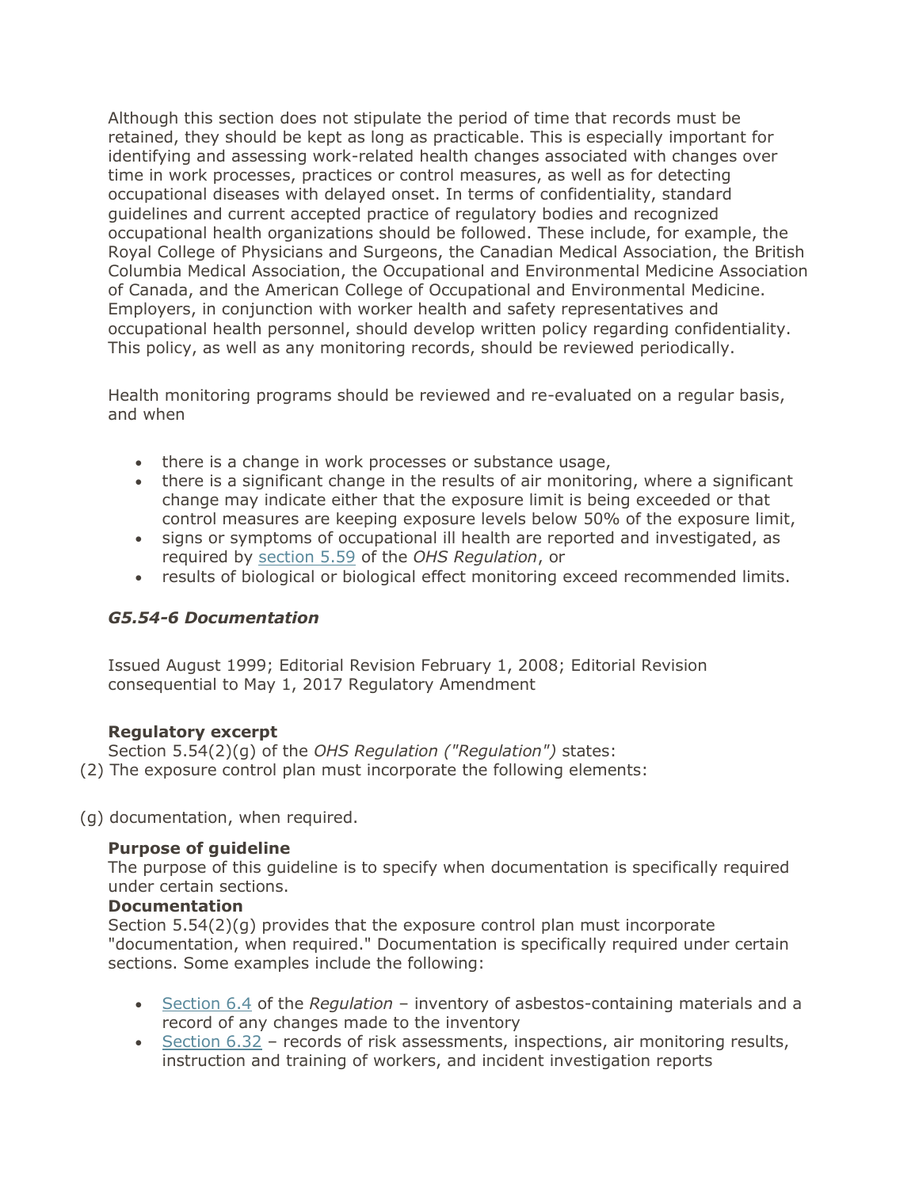Although this section does not stipulate the period of time that records must be retained, they should be kept as long as practicable. This is especially important for identifying and assessing work-related health changes associated with changes over time in work processes, practices or control measures, as well as for detecting occupational diseases with delayed onset. In terms of confidentiality, standard guidelines and current accepted practice of regulatory bodies and recognized occupational health organizations should be followed. These include, for example, the Royal College of Physicians and Surgeons, the Canadian Medical Association, the British Columbia Medical Association, the Occupational and Environmental Medicine Association of Canada, and the American College of Occupational and Environmental Medicine. Employers, in conjunction with worker health and safety representatives and occupational health personnel, should develop written policy regarding confidentiality. This policy, as well as any monitoring records, should be reviewed periodically.

Health monitoring programs should be reviewed and re-evaluated on a regular basis, and when

- there is a change in work processes or substance usage,
- there is a significant change in the results of air monitoring, where a significant change may indicate either that the exposure limit is being exceeded or that control measures are keeping exposure levels below 50% of the exposure limit,
- signs or symptoms of occupational ill health are reported and investigated, as required by section 5.59 of the *OHS Regulation*, or
- results of biological or biological effect monitoring exceed recommended limits.

### *G5.54-6 Documentation*

Issued August 1999; Editorial Revision February 1, 2008; Editorial Revision consequential to May 1, 2017 Regulatory Amendment

**Regulatory excerpt**
Section 5.54(2)(g) of the *OHS Regulation ("Regulation")* states:

(2) The exposure control plan must incorporate the following elements:

(g) documentation, when required.

**Purpose of guideline**
The purpose of this guideline is to specify when documentation is specifically required under certain sections.

**Documentation**
Section 5.54(2)(g) provides that the exposure control plan must incorporate "documentation, when required." Documentation is specifically required under certain sections. Some examples include the following:

- Section 6.4 of the *Regulation* – inventory of asbestos-containing materials and a record of any changes made to the inventory
- Section 6.32 – records of risk assessments, inspections, air monitoring results, instruction and training of workers, and incident investigation reports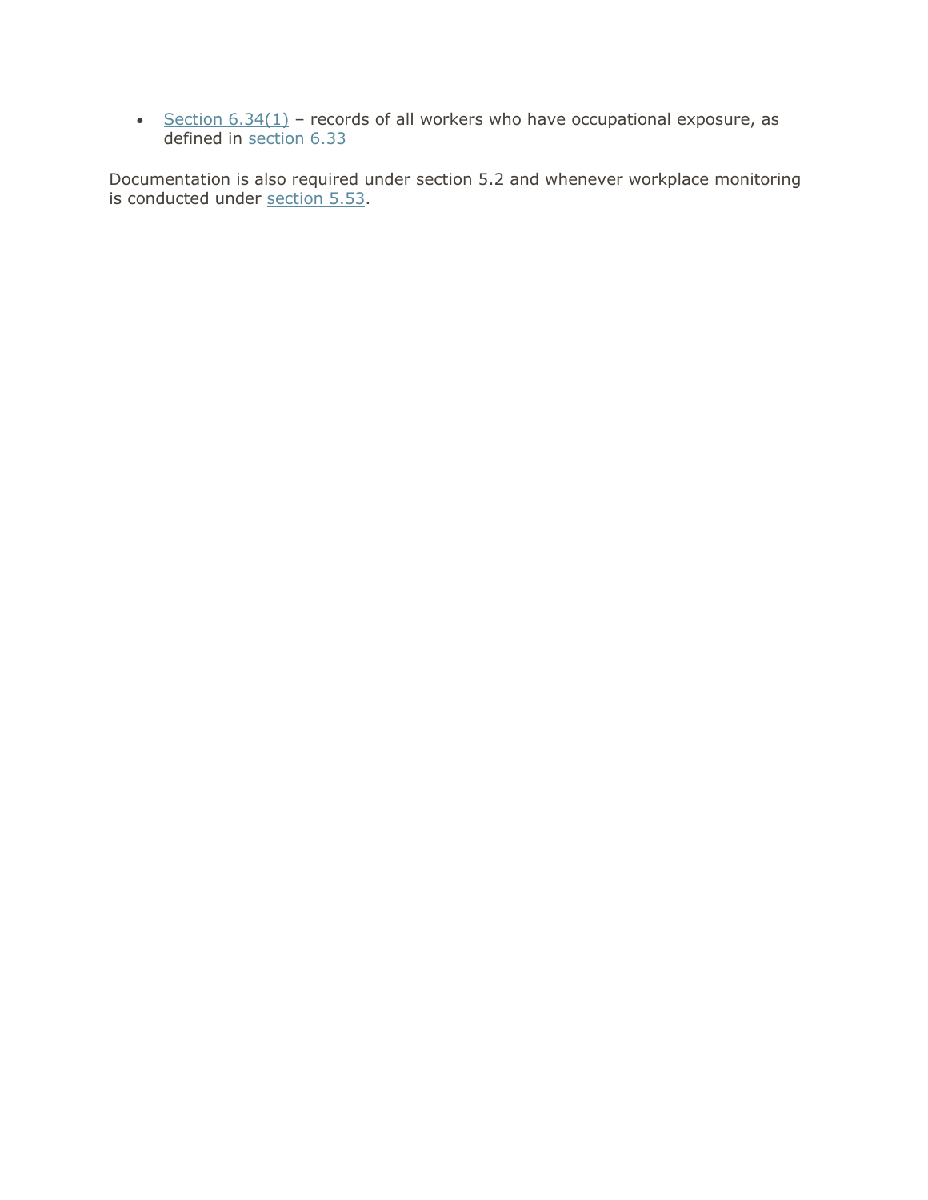- Section 6.34(1) – records of all workers who have occupational exposure, as defined in section 6.33

Documentation is also required under section 5.2 and whenever workplace monitoring is conducted under section 5.53.